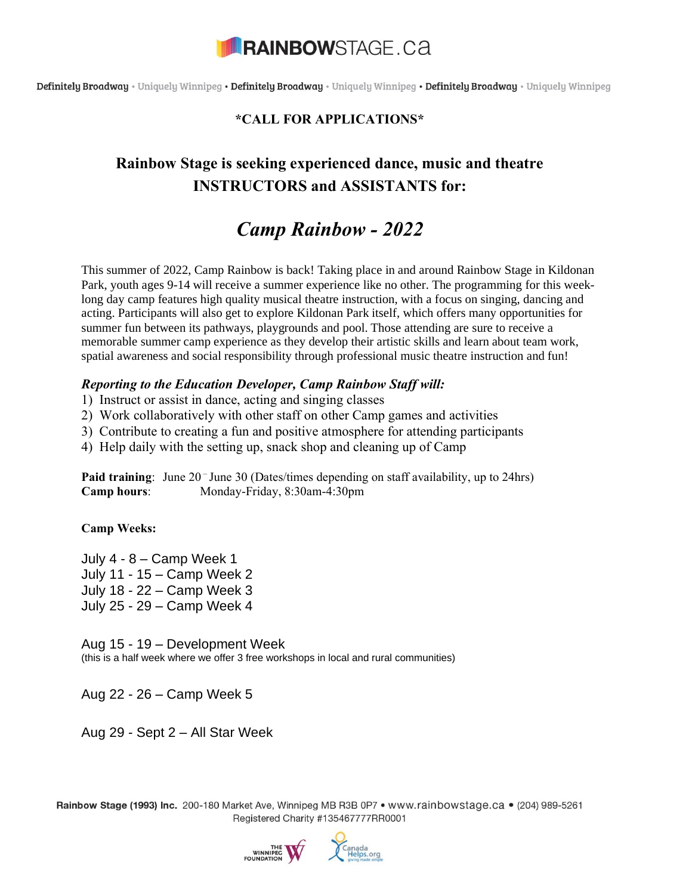RAINBOWSTAGE.ca

Definitely Broadway • Uniquely Winnipeg • Definitely Broadway • Uniquely Winnipeg • Definitely Broadway • Uniquely Winnipeg

**\*CALL FOR APPLICATIONS\***

## Rainbow Stage is seeking experienced dance, music and theatre INSTRUCTORS and ASSISTANTS for:

# *Camp Rainbow - 2022*

This summer of 2022, Camp Rainbow is back! Taking place in and around Rainbow Stage in Kildonan Park, youth ages 9-14 will receive a summer experience like no other. The programming for this week-long day camp features high quality musical theatre instruction, with a focus on singing, dancing and acting. Participants will also get to explore Kildonan Park itself, which offers many opportunities for summer fun between its pathways, playgrounds and pool. Those attending are sure to receive a memorable summer camp experience as they develop their artistic skills and learn about team work, spatial awareness and social responsibility through professional music theatre instruction and fun!

***Reporting to the Education Developer, Camp Rainbow Staff will:***

1) Instruct or assist in dance, acting and singing classes
2) Work collaboratively with other staff on other Camp games and activities
3) Contribute to creating a fun and positive atmosphere for attending participants
4) Help daily with the setting up, snack shop and cleaning up of Camp

**Paid training**: June 20 – June 30 (Dates/times depending on staff availability, up to 24hrs)
**Camp hours**: Monday-Friday, 8:30am-4:30pm

**Camp Weeks:**

July 4 - 8 – Camp Week 1
July 11 - 15 – Camp Week 2
July 18 - 22 – Camp Week 3
July 25 - 29 – Camp Week 4

Aug 15 - 19 – Development Week
(this is a half week where we offer 3 free workshops in local and rural communities)

Aug 22 - 26 – Camp Week 5

Aug 29 - Sept 2 – All Star Week

**Rainbow Stage (1993) Inc.** 200-180 Market Ave, Winnipeg MB R3B 0P7 • www.rainbowstage.ca • (204) 989-5261
Registered Charity #135467777RR0001

THE WINNIPEG FOUNDATION

Canada Helps.org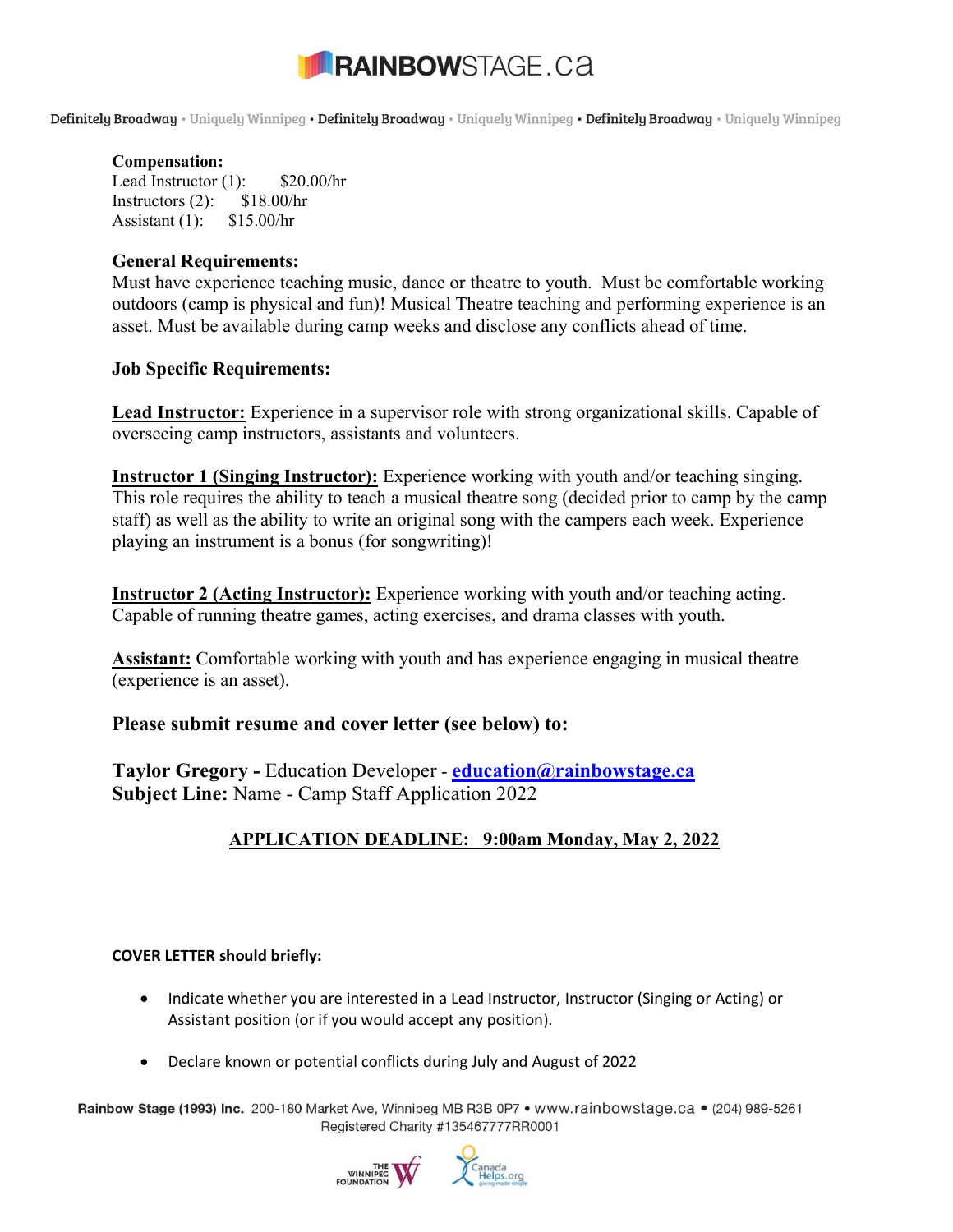**Compensation:**
Lead Instructor (1): $20.00/hr
Instructors (2): $18.00/hr
Assistant (1): $15.00/hr

**General Requirements:**
Must have experience teaching music, dance or theatre to youth. Must be comfortable working outdoors (camp is physical and fun)! Musical Theatre teaching and performing experience is an asset. Must be available during camp weeks and disclose any conflicts ahead of time.

**Job Specific Requirements:**

**Lead Instructor:** Experience in a supervisor role with strong organizational skills. Capable of overseeing camp instructors, assistants and volunteers.

**Instructor 1 (Singing Instructor):** Experience working with youth and/or teaching singing. This role requires the ability to teach a musical theatre song (decided prior to camp by the camp staff) as well as the ability to write an original song with the campers each week. Experience playing an instrument is a bonus (for songwriting)!

**Instructor 2 (Acting Instructor):** Experience working with youth and/or teaching acting. Capable of running theatre games, acting exercises, and drama classes with youth.

**Assistant:** Comfortable working with youth and has experience engaging in musical theatre (experience is an asset).

**Please submit resume and cover letter (see below) to:**

**Taylor Gregory -** Education Developer - **education@rainbowstage.ca**
**Subject Line:** Name - Camp Staff Application 2022

**APPLICATION DEADLINE: 9:00am Monday, May 2, 2022**

**COVER LETTER should briefly:**

- Indicate whether you are interested in a Lead Instructor, Instructor (Singing or Acting) or Assistant position (or if you would accept any position).
- Declare known or potential conflicts during July and August of 2022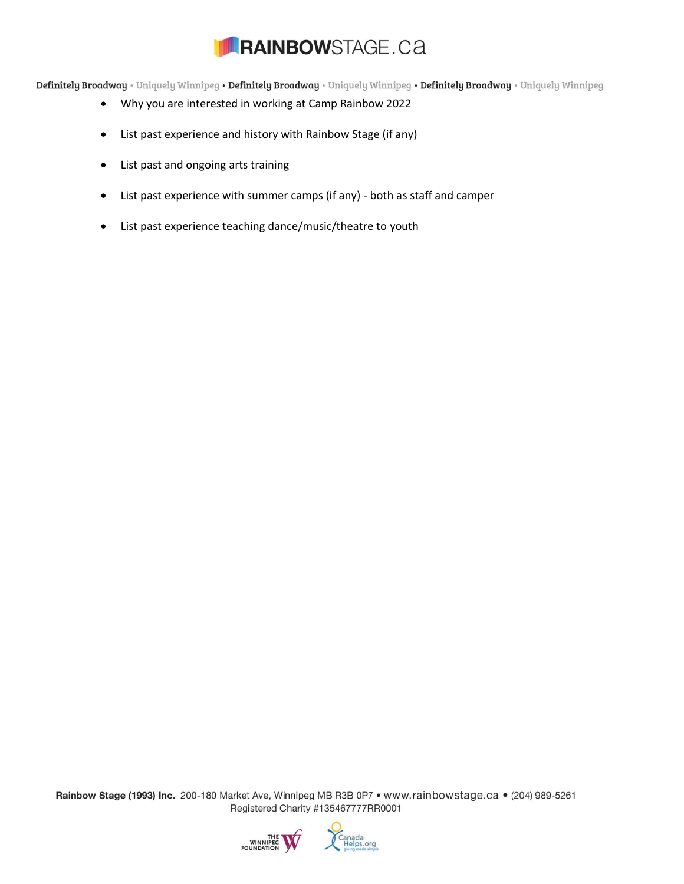- Why you are interested in working at Camp Rainbow 2022
- List past experience and history with Rainbow Stage (if any)
- List past and ongoing arts training
- List past experience with summer camps (if any) - both as staff and camper
- List past experience teaching dance/music/theatre to youth